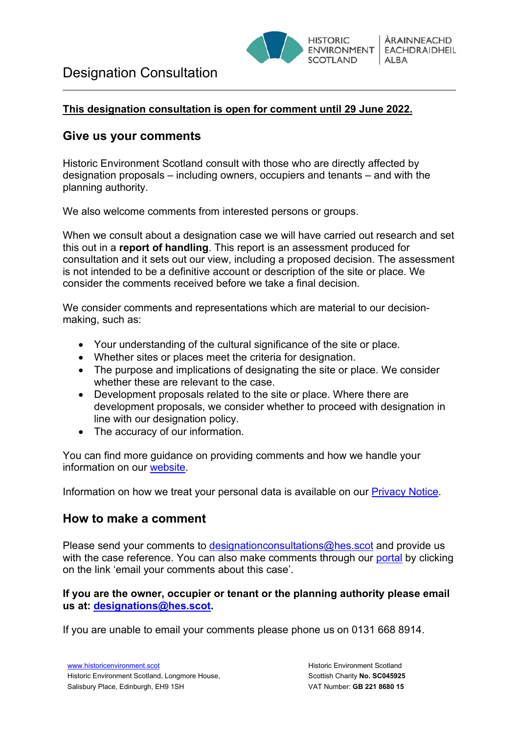# Designation Consultation

**This designation consultation is open for comment until 29 June 2022.**

## Give us your comments

Historic Environment Scotland consult with those who are directly affected by designation proposals – including owners, occupiers and tenants – and with the planning authority.

We also welcome comments from interested persons or groups.

When we consult about a designation case we will have carried out research and set this out in a **report of handling**. This report is an assessment produced for consultation and it sets out our view, including a proposed decision. The assessment is not intended to be a definitive account or description of the site or place. We consider the comments received before we take a final decision.

We consider comments and representations which are material to our decision-making, such as:

- Your understanding of the cultural significance of the site or place.
- Whether sites or places meet the criteria for designation.
- The purpose and implications of designating the site or place. We consider whether these are relevant to the case.
- Development proposals related to the site or place. Where there are development proposals, we consider whether to proceed with designation in line with our designation policy.
- The accuracy of our information.

You can find more guidance on providing comments and how we handle your information on our website.

Information on how we treat your personal data is available on our Privacy Notice.

## How to make a comment

Please send your comments to designationconsultations@hes.scot and provide us with the case reference. You can also make comments through our portal by clicking on the link 'email your comments about this case'.

**If you are the owner, occupier or tenant or the planning authority please email us at: designations@hes.scot.**

If you are unable to email your comments please phone us on 0131 668 8914.

www.historicenvironment.scot
Historic Environment Scotland, Longmore House, Salisbury Place, Edinburgh, EH9 1SH

Historic Environment Scotland
Scottish Charity **No. SC045925**
VAT Number: **GB 221 8680 15**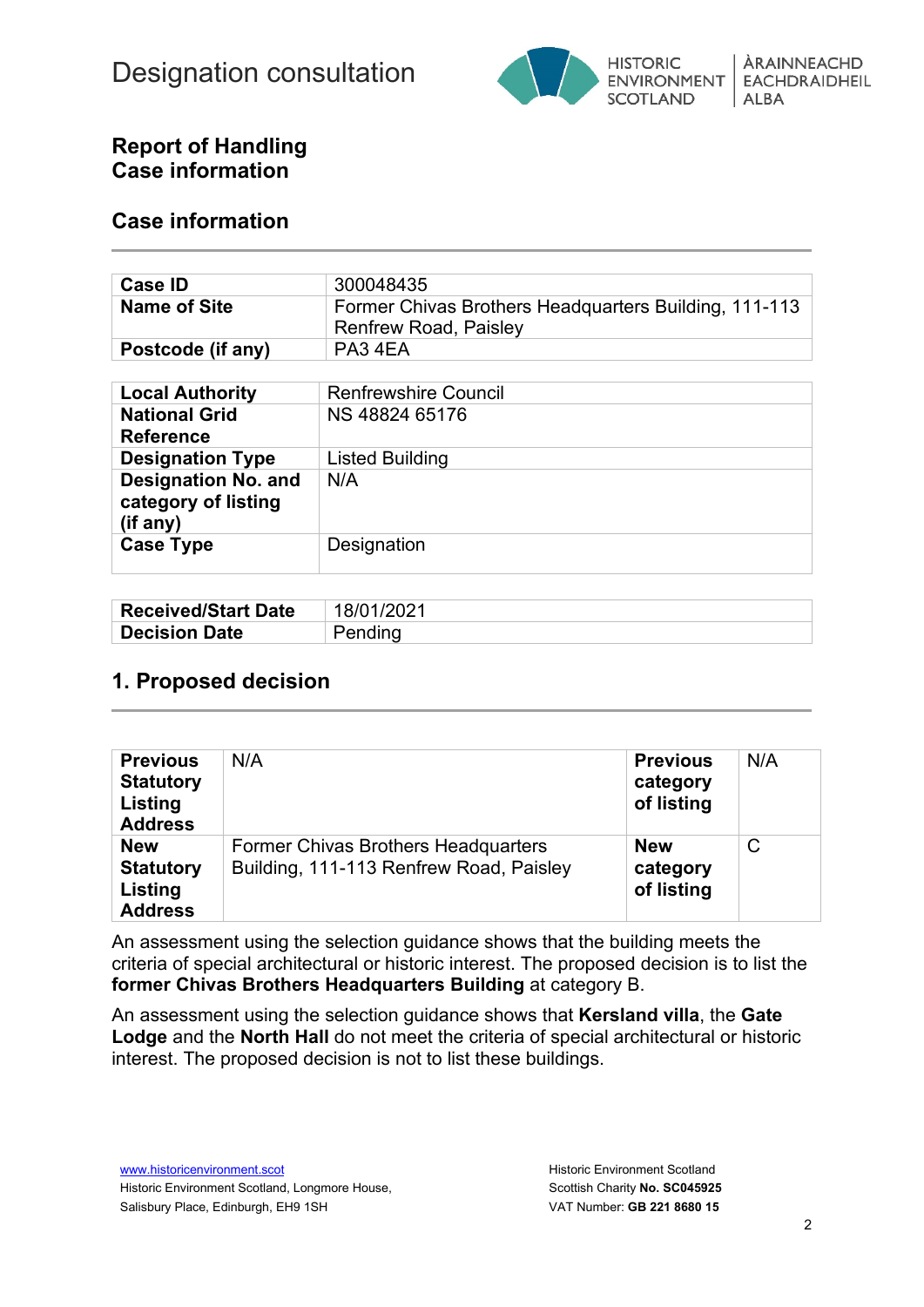Designation consultation

## Report of Handling
## Case information

## Case information

| Case ID | 300048435 |
|---|---|
| Name of Site | Former Chivas Brothers Headquarters Building, 111-113 Renfrew Road, Paisley |
| Postcode (if any) | PA3 4EA |

| Local Authority | Renfrewshire Council |
|---|---|
| National Grid Reference | NS 48824 65176 |
| Designation Type | Listed Building |
| Designation No. and category of listing (if any) | N/A |
| Case Type | Designation |

| Received/Start Date | 18/01/2021 |
|---|---|
| Decision Date | Pending |

## 1. Proposed decision

| Previous Statutory Listing Address | N/A | Previous category of listing | N/A |
|---|---|---|---|
| New Statutory Listing Address | Former Chivas Brothers Headquarters Building, 111-113 Renfrew Road, Paisley | New category of listing | C |

An assessment using the selection guidance shows that the building meets the criteria of special architectural or historic interest. The proposed decision is to list the **former Chivas Brothers Headquarters Building** at category B.

An assessment using the selection guidance shows that **Kersland villa**, the **Gate Lodge** and the **North Hall** do not meet the criteria of special architectural or historic interest. The proposed decision is not to list these buildings.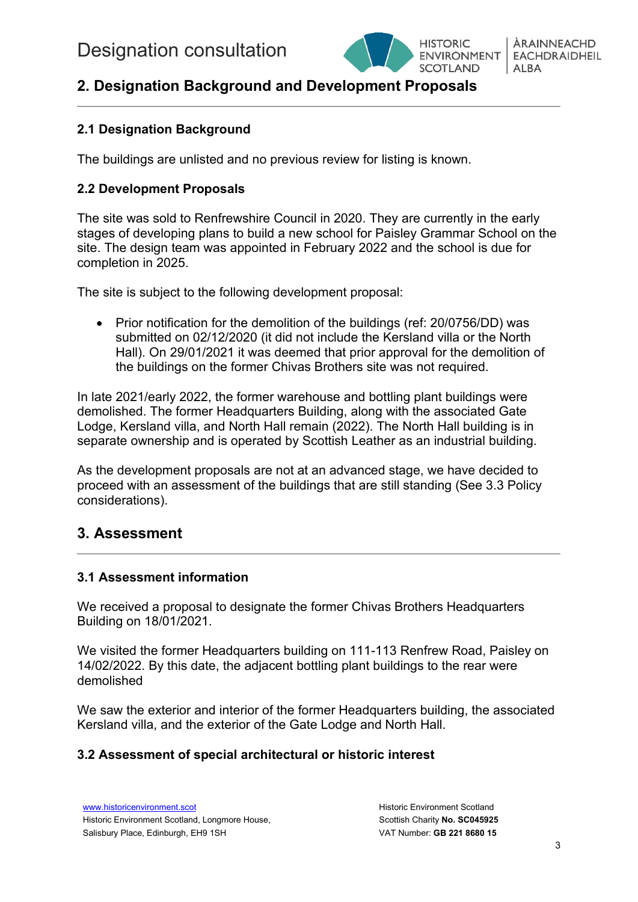## 2. Designation Background and Development Proposals

### 2.1 Designation Background

The buildings are unlisted and no previous review for listing is known.

### 2.2 Development Proposals

The site was sold to Renfrewshire Council in 2020. They are currently in the early stages of developing plans to build a new school for Paisley Grammar School on the site. The design team was appointed in February 2022 and the school is due for completion in 2025.

The site is subject to the following development proposal:

- Prior notification for the demolition of the buildings (ref: 20/0756/DD) was submitted on 02/12/2020 (it did not include the Kersland villa or the North Hall). On 29/01/2021 it was deemed that prior approval for the demolition of the buildings on the former Chivas Brothers site was not required.

In late 2021/early 2022, the former warehouse and bottling plant buildings were demolished. The former Headquarters Building, along with the associated Gate Lodge, Kersland villa, and North Hall remain (2022). The North Hall building is in separate ownership and is operated by Scottish Leather as an industrial building.

As the development proposals are not at an advanced stage, we have decided to proceed with an assessment of the buildings that are still standing (See 3.3 Policy considerations).

## 3. Assessment

### 3.1 Assessment information

We received a proposal to designate the former Chivas Brothers Headquarters Building on 18/01/2021.

We visited the former Headquarters building on 111-113 Renfrew Road, Paisley on 14/02/2022. By this date, the adjacent bottling plant buildings to the rear were demolished

We saw the exterior and interior of the former Headquarters building, the associated Kersland villa, and the exterior of the Gate Lodge and North Hall.

### 3.2 Assessment of special architectural or historic interest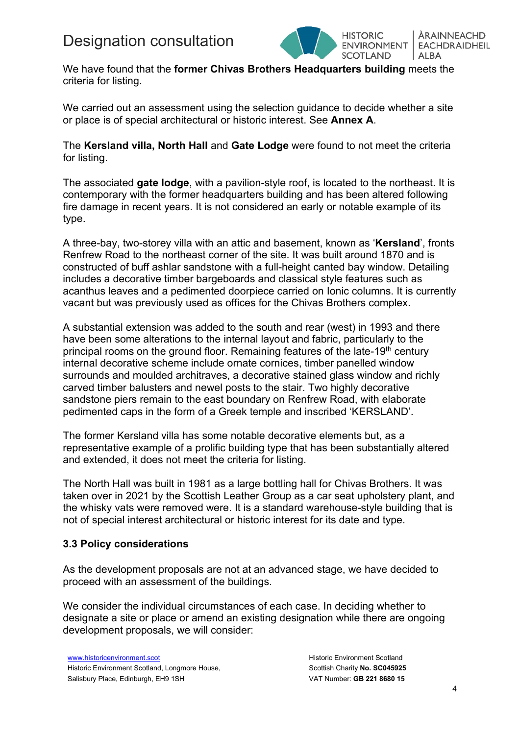We have found that the **former Chivas Brothers Headquarters building** meets the criteria for listing.

We carried out an assessment using the selection guidance to decide whether a site or place is of special architectural or historic interest. See **Annex A**.

The **Kersland villa, North Hall** and **Gate Lodge** were found to not meet the criteria for listing.

The associated **gate lodge**, with a pavilion-style roof, is located to the northeast. It is contemporary with the former headquarters building and has been altered following fire damage in recent years. It is not considered an early or notable example of its type.

A three-bay, two-storey villa with an attic and basement, known as '**Kersland**', fronts Renfrew Road to the northeast corner of the site. It was built around 1870 and is constructed of buff ashlar sandstone with a full-height canted bay window. Detailing includes a decorative timber bargeboards and classical style features such as acanthus leaves and a pedimented doorpiece carried on Ionic columns. It is currently vacant but was previously used as offices for the Chivas Brothers complex.

A substantial extension was added to the south and rear (west) in 1993 and there have been some alterations to the internal layout and fabric, particularly to the principal rooms on the ground floor. Remaining features of the late-19th century internal decorative scheme include ornate cornices, timber panelled window surrounds and moulded architraves, a decorative stained glass window and richly carved timber balusters and newel posts to the stair. Two highly decorative sandstone piers remain to the east boundary on Renfrew Road, with elaborate pedimented caps in the form of a Greek temple and inscribed 'KERSLAND'.

The former Kersland villa has some notable decorative elements but, as a representative example of a prolific building type that has been substantially altered and extended, it does not meet the criteria for listing.

The North Hall was built in 1981 as a large bottling hall for Chivas Brothers. It was taken over in 2021 by the Scottish Leather Group as a car seat upholstery plant, and the whisky vats were removed were. It is a standard warehouse-style building that is not of special interest architectural or historic interest for its date and type.

### 3.3 Policy considerations

As the development proposals are not at an advanced stage, we have decided to proceed with an assessment of the buildings.

We consider the individual circumstances of each case. In deciding whether to designate a site or place or amend an existing designation while there are ongoing development proposals, we will consider: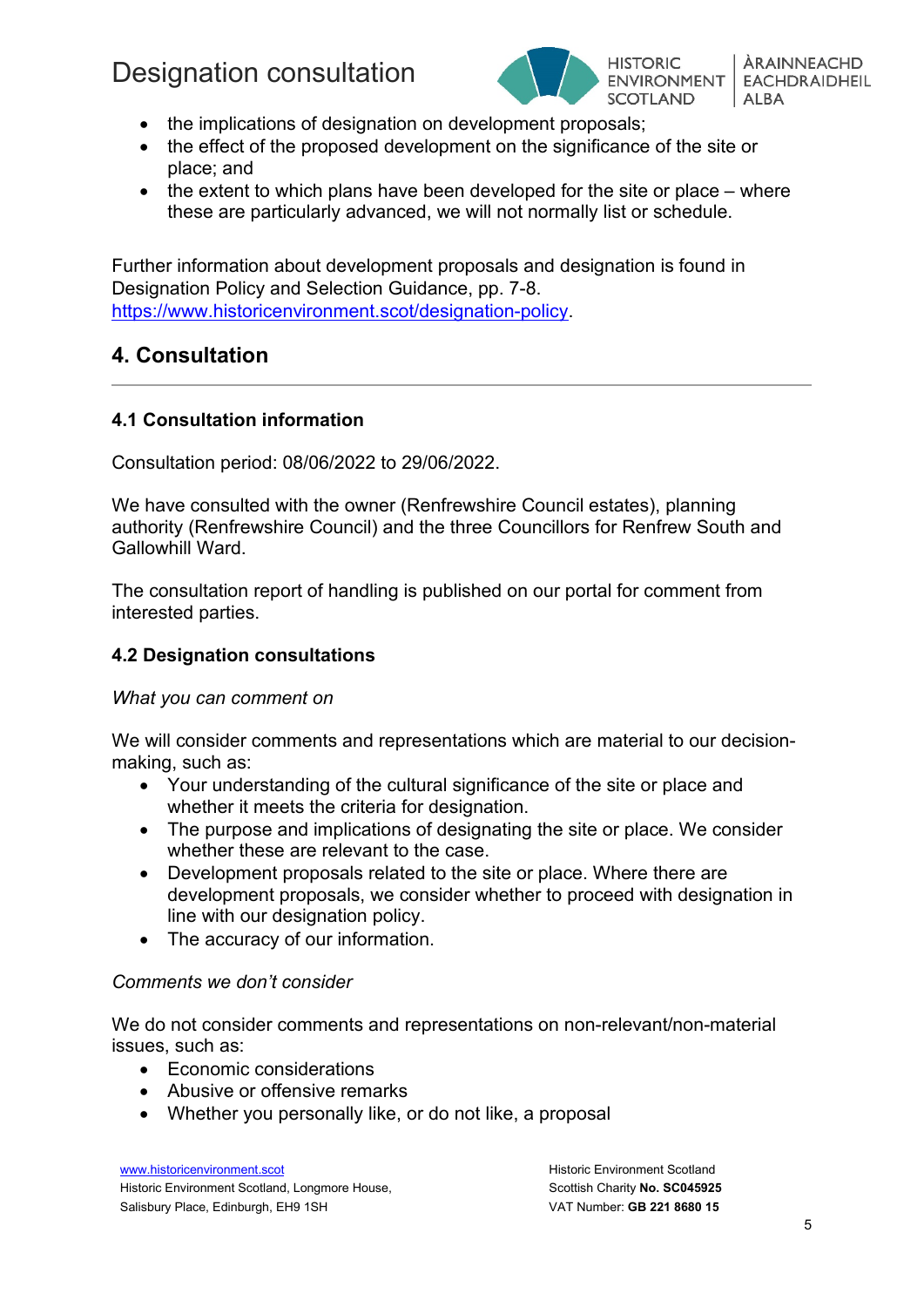- the implications of designation on development proposals;
- the effect of the proposed development on the significance of the site or place; and
- the extent to which plans have been developed for the site or place – where these are particularly advanced, we will not normally list or schedule.

Further information about development proposals and designation is found in Designation Policy and Selection Guidance, pp. 7-8. https://www.historicenvironment.scot/designation-policy.

## 4. Consultation

### 4.1 Consultation information

Consultation period: 08/06/2022 to 29/06/2022.

We have consulted with the owner (Renfrewshire Council estates), planning authority (Renfrewshire Council) and the three Councillors for Renfrew South and Gallowhill Ward.

The consultation report of handling is published on our portal for comment from interested parties.

### 4.2 Designation consultations

*What you can comment on*

We will consider comments and representations which are material to our decision-making, such as:

- Your understanding of the cultural significance of the site or place and whether it meets the criteria for designation.
- The purpose and implications of designating the site or place. We consider whether these are relevant to the case.
- Development proposals related to the site or place. Where there are development proposals, we consider whether to proceed with designation in line with our designation policy.
- The accuracy of our information.

*Comments we don't consider*

We do not consider comments and representations on non-relevant/non-material issues, such as:

- Economic considerations
- Abusive or offensive remarks
- Whether you personally like, or do not like, a proposal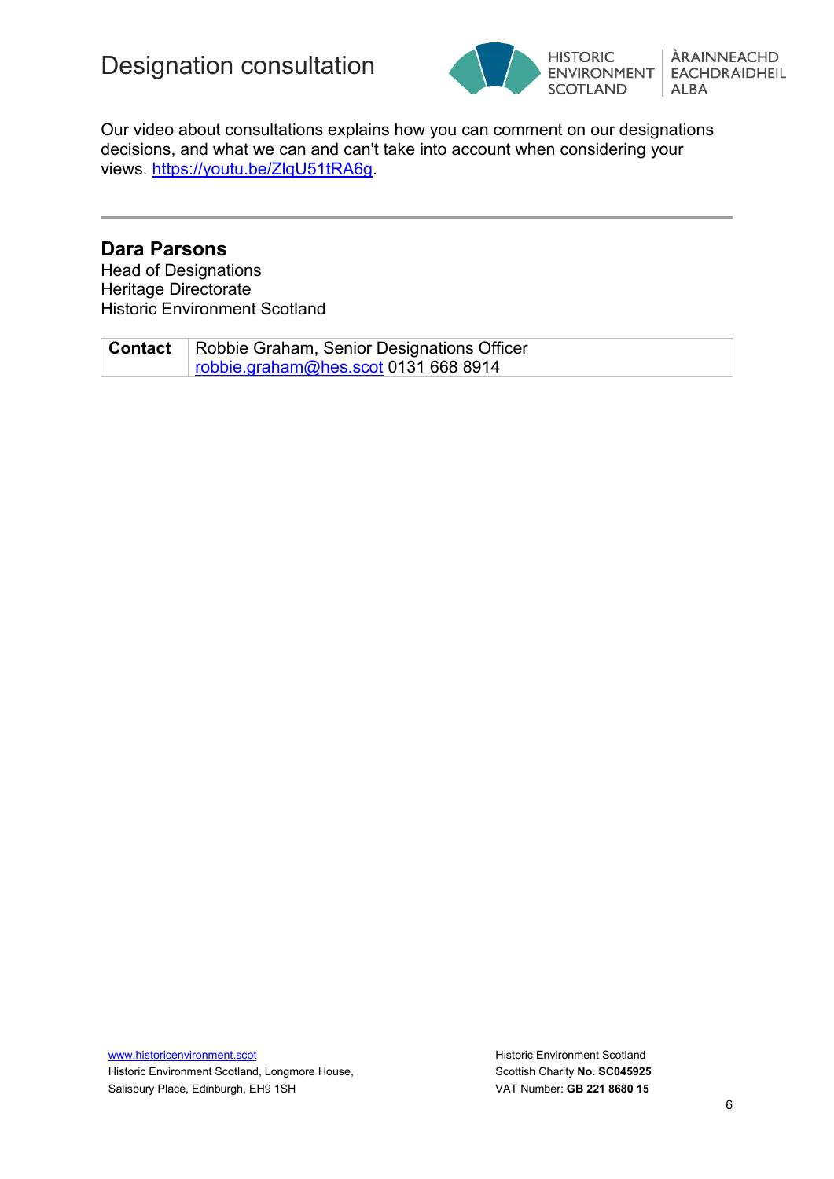Our video about consultations explains how you can comment on our designations decisions, and what we can and can't take into account when considering your views. https://youtu.be/ZlqU51tRA6g.

---

**Dara Parsons**
Head of Designations
Heritage Directorate
Historic Environment Scotland

| **Contact** | Robbie Graham, Senior Designations Officer<br>robbie.graham@hes.scot 0131 668 8914 |
|---|---|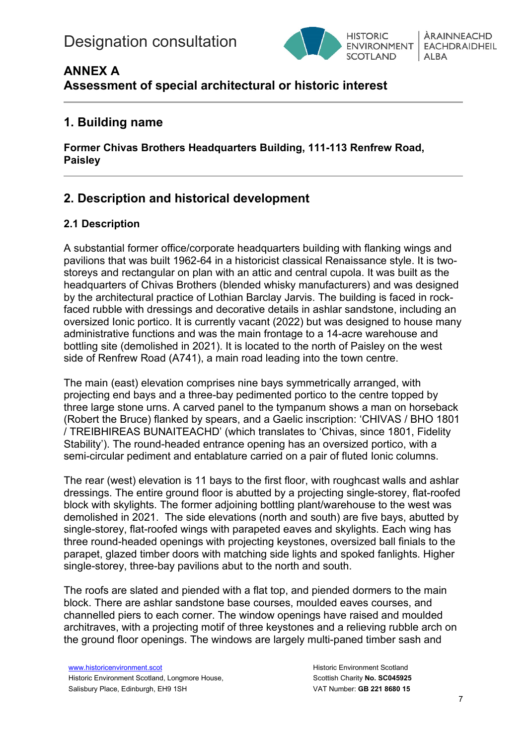# Designation consultation

## ANNEX A
## Assessment of special architectural or historic interest

## 1. Building name

**Former Chivas Brothers Headquarters Building, 111-113 Renfrew Road, Paisley**

## 2. Description and historical development

### 2.1 Description

A substantial former office/corporate headquarters building with flanking wings and pavilions that was built 1962-64 in a historicist classical Renaissance style. It is two-storeys and rectangular on plan with an attic and central cupola. It was built as the headquarters of Chivas Brothers (blended whisky manufacturers) and was designed by the architectural practice of Lothian Barclay Jarvis. The building is faced in rock-faced rubble with dressings and decorative details in ashlar sandstone, including an oversized Ionic portico. It is currently vacant (2022) but was designed to house many administrative functions and was the main frontage to a 14-acre warehouse and bottling site (demolished in 2021). It is located to the north of Paisley on the west side of Renfrew Road (A741), a main road leading into the town centre.

The main (east) elevation comprises nine bays symmetrically arranged, with projecting end bays and a three-bay pedimented portico to the centre topped by three large stone urns. A carved panel to the tympanum shows a man on horseback (Robert the Bruce) flanked by spears, and a Gaelic inscription: 'CHIVAS / BHO 1801 / TREIBHIREAS BUNAITEACHD' (which translates to 'Chivas, since 1801, Fidelity Stability'). The round-headed entrance opening has an oversized portico, with a semi-circular pediment and entablature carried on a pair of fluted Ionic columns.

The rear (west) elevation is 11 bays to the first floor, with roughcast walls and ashlar dressings. The entire ground floor is abutted by a projecting single-storey, flat-roofed block with skylights. The former adjoining bottling plant/warehouse to the west was demolished in 2021. The side elevations (north and south) are five bays, abutted by single-storey, flat-roofed wings with parapeted eaves and skylights. Each wing has three round-headed openings with projecting keystones, oversized ball finials to the parapet, glazed timber doors with matching side lights and spoked fanlights. Higher single-storey, three-bay pavilions abut to the north and south.

The roofs are slated and piended with a flat top, and piended dormers to the main block. There are ashlar sandstone base courses, moulded eaves courses, and channelled piers to each corner. The window openings have raised and moulded architraves, with a projecting motif of three keystones and a relieving rubble arch on the ground floor openings. The windows are largely multi-paned timber sash and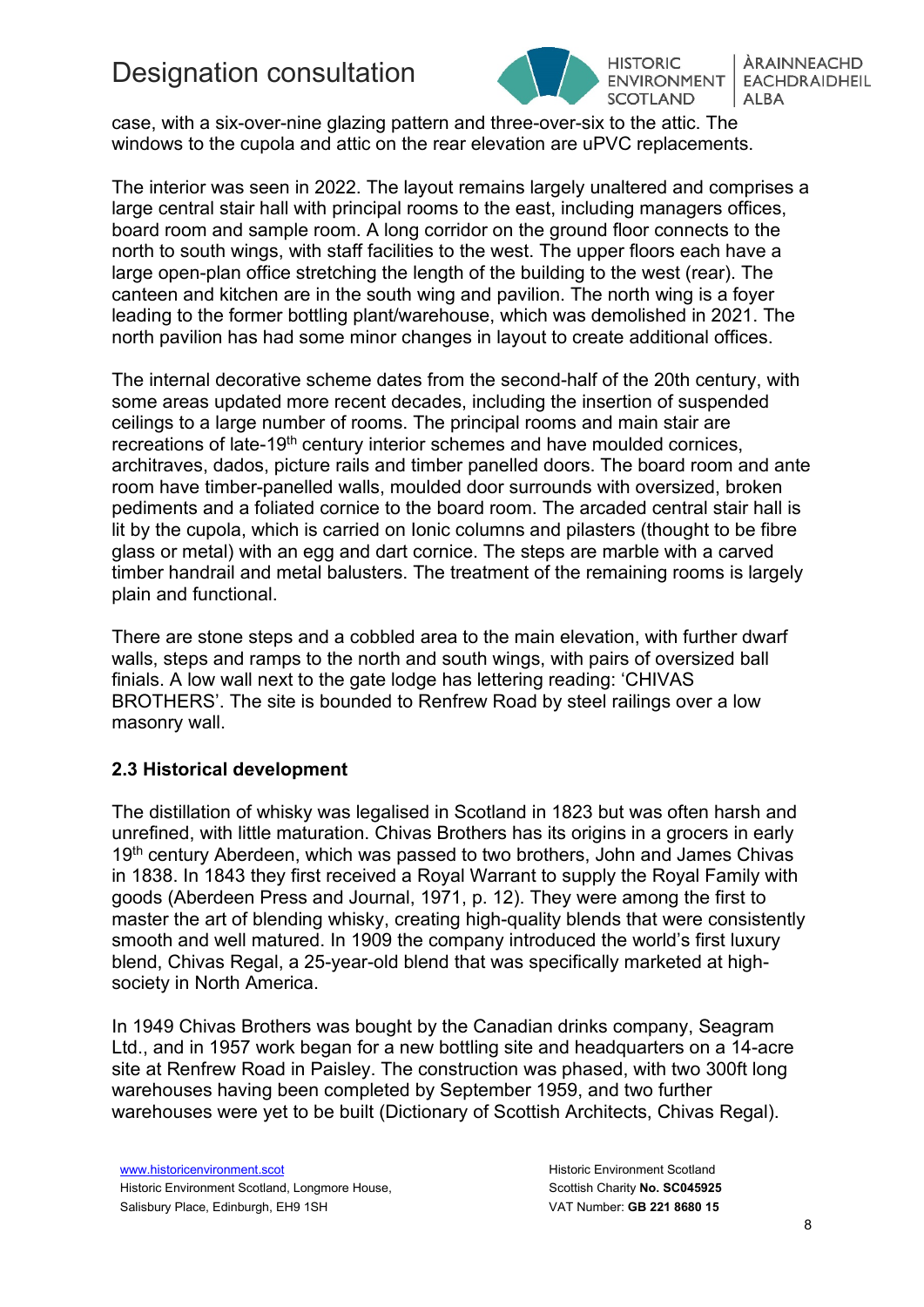case, with a six-over-nine glazing pattern and three-over-six to the attic. The windows to the cupola and attic on the rear elevation are uPVC replacements.

The interior was seen in 2022. The layout remains largely unaltered and comprises a large central stair hall with principal rooms to the east, including managers offices, board room and sample room. A long corridor on the ground floor connects to the north to south wings, with staff facilities to the west. The upper floors each have a large open-plan office stretching the length of the building to the west (rear). The canteen and kitchen are in the south wing and pavilion. The north wing is a foyer leading to the former bottling plant/warehouse, which was demolished in 2021. The north pavilion has had some minor changes in layout to create additional offices.

The internal decorative scheme dates from the second-half of the 20th century, with some areas updated more recent decades, including the insertion of suspended ceilings to a large number of rooms. The principal rooms and main stair are recreations of late-19th century interior schemes and have moulded cornices, architraves, dados, picture rails and timber panelled doors. The board room and ante room have timber-panelled walls, moulded door surrounds with oversized, broken pediments and a foliated cornice to the board room. The arcaded central stair hall is lit by the cupola, which is carried on Ionic columns and pilasters (thought to be fibre glass or metal) with an egg and dart cornice. The steps are marble with a carved timber handrail and metal balusters. The treatment of the remaining rooms is largely plain and functional.

There are stone steps and a cobbled area to the main elevation, with further dwarf walls, steps and ramps to the north and south wings, with pairs of oversized ball finials. A low wall next to the gate lodge has lettering reading: 'CHIVAS BROTHERS'. The site is bounded to Renfrew Road by steel railings over a low masonry wall.

### 2.3 Historical development

The distillation of whisky was legalised in Scotland in 1823 but was often harsh and unrefined, with little maturation. Chivas Brothers has its origins in a grocers in early 19th century Aberdeen, which was passed to two brothers, John and James Chivas in 1838. In 1843 they first received a Royal Warrant to supply the Royal Family with goods (Aberdeen Press and Journal, 1971, p. 12). They were among the first to master the art of blending whisky, creating high-quality blends that were consistently smooth and well matured. In 1909 the company introduced the world's first luxury blend, Chivas Regal, a 25-year-old blend that was specifically marketed at high-society in North America.

In 1949 Chivas Brothers was bought by the Canadian drinks company, Seagram Ltd., and in 1957 work began for a new bottling site and headquarters on a 14-acre site at Renfrew Road in Paisley. The construction was phased, with two 300ft long warehouses having been completed by September 1959, and two further warehouses were yet to be built (Dictionary of Scottish Architects, Chivas Regal).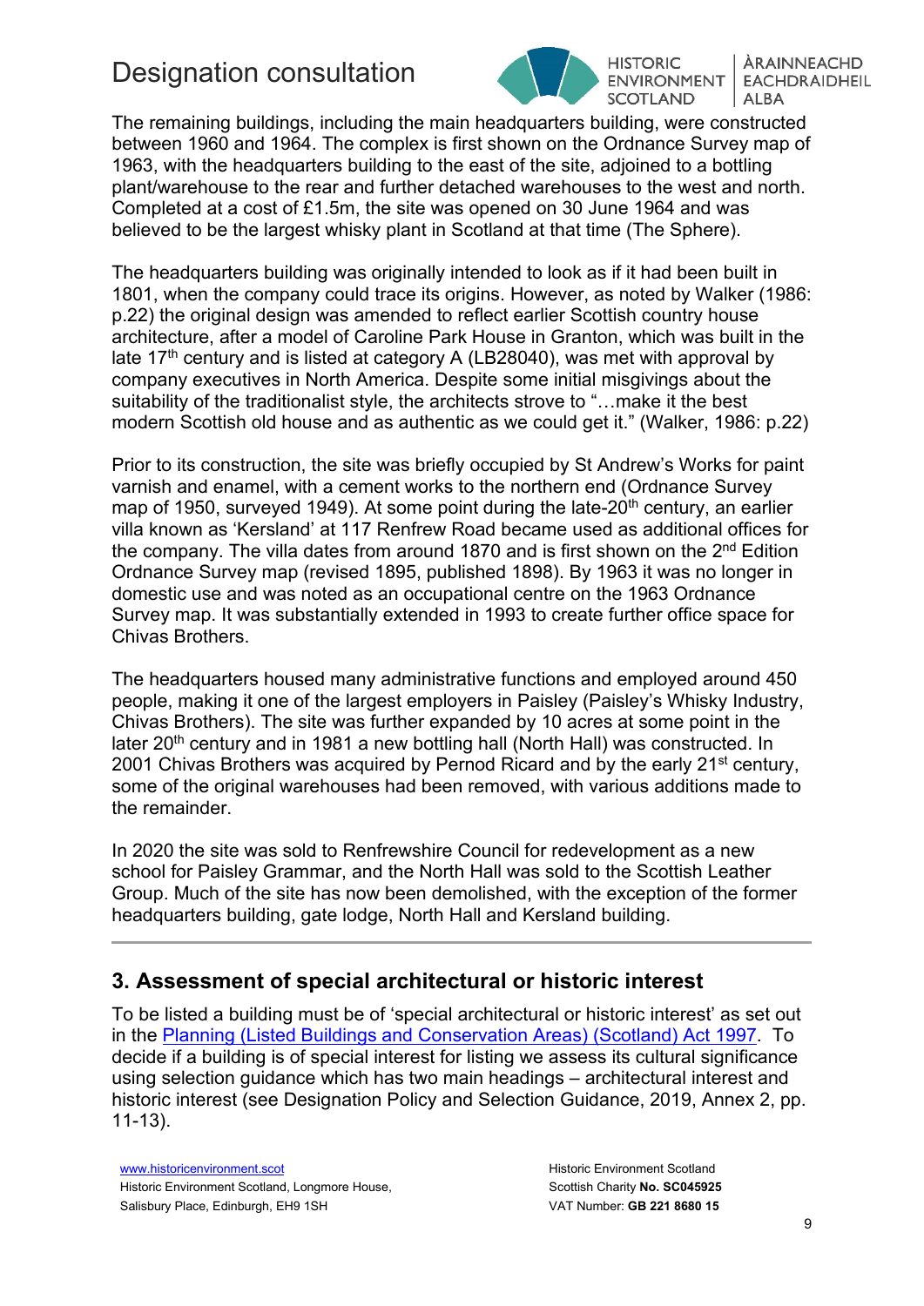The remaining buildings, including the main headquarters building, were constructed between 1960 and 1964. The complex is first shown on the Ordnance Survey map of 1963, with the headquarters building to the east of the site, adjoined to a bottling plant/warehouse to the rear and further detached warehouses to the west and north. Completed at a cost of £1.5m, the site was opened on 30 June 1964 and was believed to be the largest whisky plant in Scotland at that time (The Sphere).

The headquarters building was originally intended to look as if it had been built in 1801, when the company could trace its origins. However, as noted by Walker (1986: p.22) the original design was amended to reflect earlier Scottish country house architecture, after a model of Caroline Park House in Granton, which was built in the late 17th century and is listed at category A (LB28040), was met with approval by company executives in North America. Despite some initial misgivings about the suitability of the traditionalist style, the architects strove to "…make it the best modern Scottish old house and as authentic as we could get it." (Walker, 1986: p.22)

Prior to its construction, the site was briefly occupied by St Andrew's Works for paint varnish and enamel, with a cement works to the northern end (Ordnance Survey map of 1950, surveyed 1949). At some point during the late-20th century, an earlier villa known as 'Kersland' at 117 Renfrew Road became used as additional offices for the company. The villa dates from around 1870 and is first shown on the 2nd Edition Ordnance Survey map (revised 1895, published 1898). By 1963 it was no longer in domestic use and was noted as an occupational centre on the 1963 Ordnance Survey map. It was substantially extended in 1993 to create further office space for Chivas Brothers.

The headquarters housed many administrative functions and employed around 450 people, making it one of the largest employers in Paisley (Paisley's Whisky Industry, Chivas Brothers). The site was further expanded by 10 acres at some point in the later 20th century and in 1981 a new bottling hall (North Hall) was constructed. In 2001 Chivas Brothers was acquired by Pernod Ricard and by the early 21st century, some of the original warehouses had been removed, with various additions made to the remainder.

In 2020 the site was sold to Renfrewshire Council for redevelopment as a new school for Paisley Grammar, and the North Hall was sold to the Scottish Leather Group. Much of the site has now been demolished, with the exception of the former headquarters building, gate lodge, North Hall and Kersland building.

---

## 3. Assessment of special architectural or historic interest

To be listed a building must be of 'special architectural or historic interest' as set out in the [Planning (Listed Buildings and Conservation Areas) (Scotland) Act 1997](). To decide if a building is of special interest for listing we assess its cultural significance using selection guidance which has two main headings – architectural interest and historic interest (see Designation Policy and Selection Guidance, 2019, Annex 2, pp. 11-13).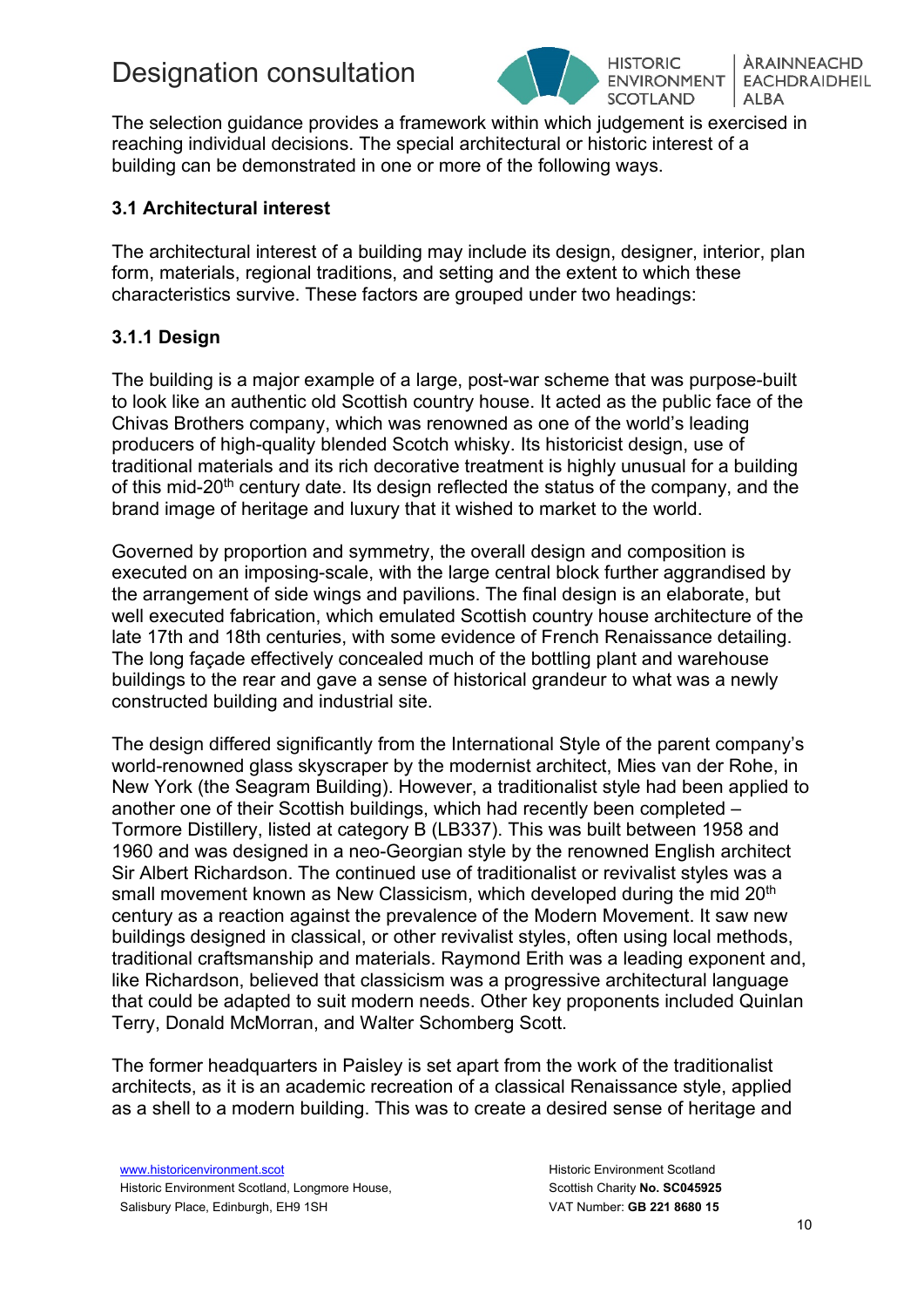The selection guidance provides a framework within which judgement is exercised in reaching individual decisions. The special architectural or historic interest of a building can be demonstrated in one or more of the following ways.

### 3.1 Architectural interest

The architectural interest of a building may include its design, designer, interior, plan form, materials, regional traditions, and setting and the extent to which these characteristics survive. These factors are grouped under two headings:

#### 3.1.1 Design

The building is a major example of a large, post-war scheme that was purpose-built to look like an authentic old Scottish country house. It acted as the public face of the Chivas Brothers company, which was renowned as one of the world's leading producers of high-quality blended Scotch whisky. Its historicist design, use of traditional materials and its rich decorative treatment is highly unusual for a building of this mid-20th century date. Its design reflected the status of the company, and the brand image of heritage and luxury that it wished to market to the world.

Governed by proportion and symmetry, the overall design and composition is executed on an imposing-scale, with the large central block further aggrandised by the arrangement of side wings and pavilions. The final design is an elaborate, but well executed fabrication, which emulated Scottish country house architecture of the late 17th and 18th centuries, with some evidence of French Renaissance detailing. The long façade effectively concealed much of the bottling plant and warehouse buildings to the rear and gave a sense of historical grandeur to what was a newly constructed building and industrial site.

The design differed significantly from the International Style of the parent company's world-renowned glass skyscraper by the modernist architect, Mies van der Rohe, in New York (the Seagram Building). However, a traditionalist style had been applied to another one of their Scottish buildings, which had recently been completed – Tormore Distillery, listed at category B (LB337). This was built between 1958 and 1960 and was designed in a neo-Georgian style by the renowned English architect Sir Albert Richardson. The continued use of traditionalist or revivalist styles was a small movement known as New Classicism, which developed during the mid 20th century as a reaction against the prevalence of the Modern Movement. It saw new buildings designed in classical, or other revivalist styles, often using local methods, traditional craftsmanship and materials. Raymond Erith was a leading exponent and, like Richardson, believed that classicism was a progressive architectural language that could be adapted to suit modern needs. Other key proponents included Quinlan Terry, Donald McMorran, and Walter Schomberg Scott.

The former headquarters in Paisley is set apart from the work of the traditionalist architects, as it is an academic recreation of a classical Renaissance style, applied as a shell to a modern building. This was to create a desired sense of heritage and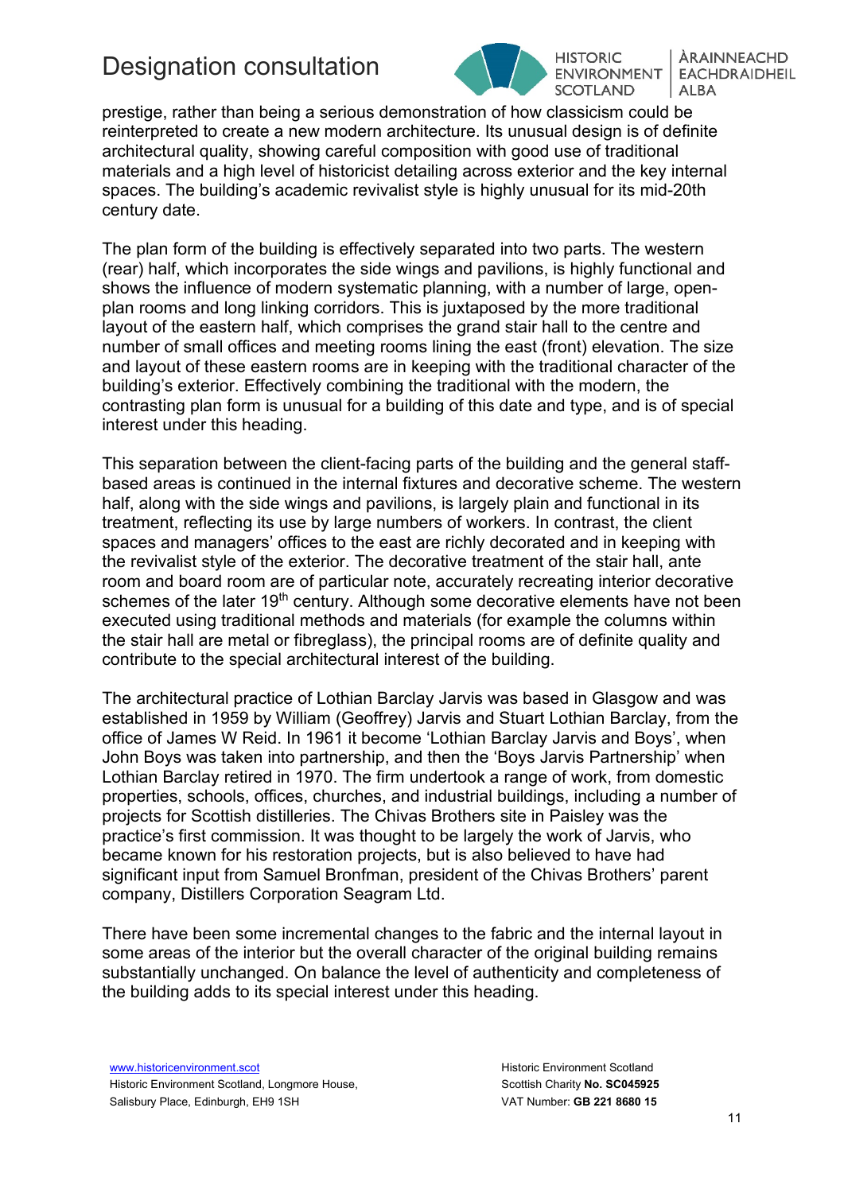prestige, rather than being a serious demonstration of how classicism could be reinterpreted to create a new modern architecture. Its unusual design is of definite architectural quality, showing careful composition with good use of traditional materials and a high level of historicist detailing across exterior and the key internal spaces. The building's academic revivalist style is highly unusual for its mid-20th century date.

The plan form of the building is effectively separated into two parts. The western (rear) half, which incorporates the side wings and pavilions, is highly functional and shows the influence of modern systematic planning, with a number of large, open-plan rooms and long linking corridors. This is juxtaposed by the more traditional layout of the eastern half, which comprises the grand stair hall to the centre and number of small offices and meeting rooms lining the east (front) elevation. The size and layout of these eastern rooms are in keeping with the traditional character of the building's exterior. Effectively combining the traditional with the modern, the contrasting plan form is unusual for a building of this date and type, and is of special interest under this heading.

This separation between the client-facing parts of the building and the general staff-based areas is continued in the internal fixtures and decorative scheme. The western half, along with the side wings and pavilions, is largely plain and functional in its treatment, reflecting its use by large numbers of workers. In contrast, the client spaces and managers' offices to the east are richly decorated and in keeping with the revivalist style of the exterior. The decorative treatment of the stair hall, ante room and board room are of particular note, accurately recreating interior decorative schemes of the later 19th century. Although some decorative elements have not been executed using traditional methods and materials (for example the columns within the stair hall are metal or fibreglass), the principal rooms are of definite quality and contribute to the special architectural interest of the building.

The architectural practice of Lothian Barclay Jarvis was based in Glasgow and was established in 1959 by William (Geoffrey) Jarvis and Stuart Lothian Barclay, from the office of James W Reid. In 1961 it become 'Lothian Barclay Jarvis and Boys', when John Boys was taken into partnership, and then the 'Boys Jarvis Partnership' when Lothian Barclay retired in 1970. The firm undertook a range of work, from domestic properties, schools, offices, churches, and industrial buildings, including a number of projects for Scottish distilleries. The Chivas Brothers site in Paisley was the practice's first commission. It was thought to be largely the work of Jarvis, who became known for his restoration projects, but is also believed to have had significant input from Samuel Bronfman, president of the Chivas Brothers' parent company, Distillers Corporation Seagram Ltd.

There have been some incremental changes to the fabric and the internal layout in some areas of the interior but the overall character of the original building remains substantially unchanged. On balance the level of authenticity and completeness of the building adds to its special interest under this heading.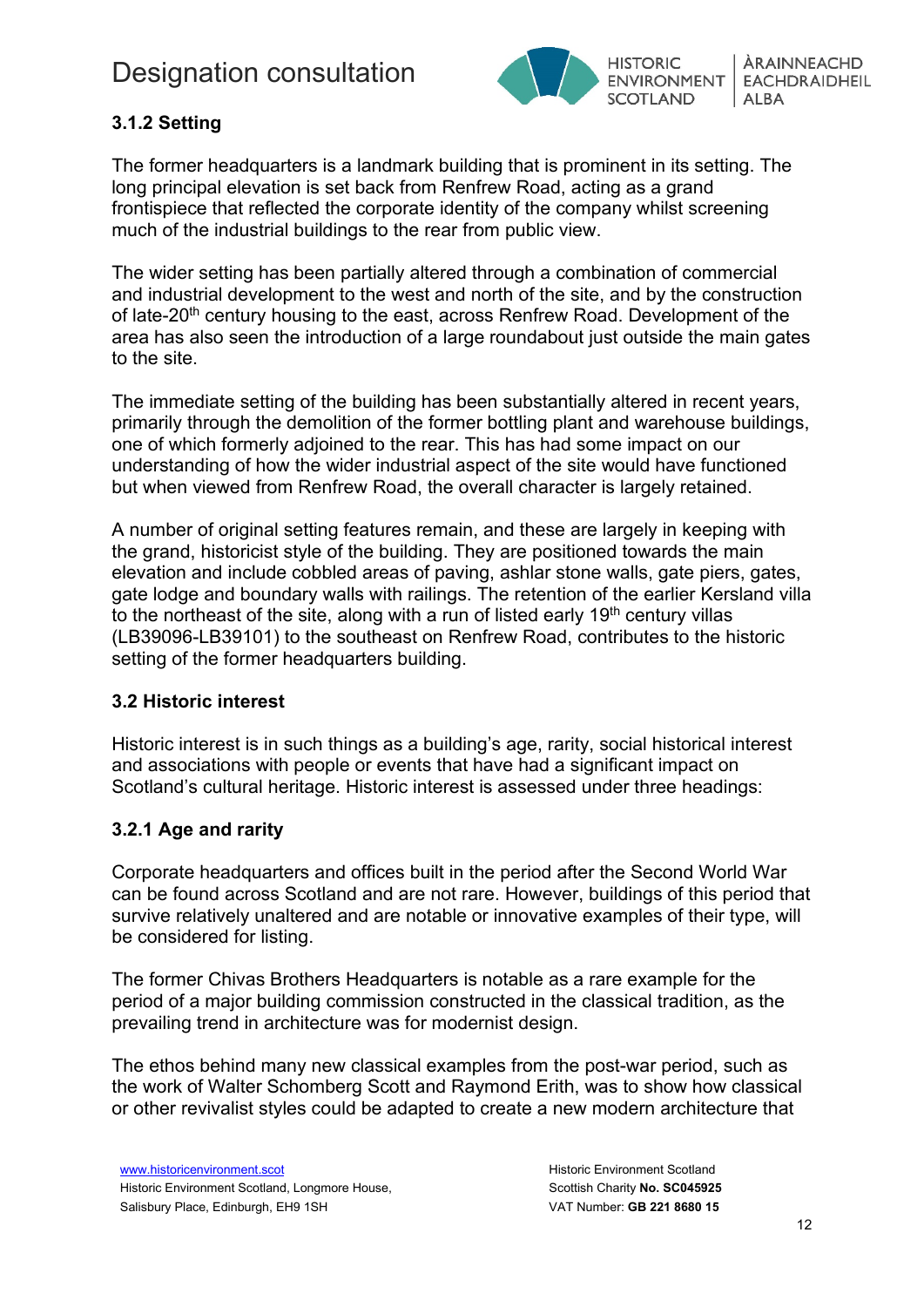### 3.1.2 Setting

The former headquarters is a landmark building that is prominent in its setting. The long principal elevation is set back from Renfrew Road, acting as a grand frontispiece that reflected the corporate identity of the company whilst screening much of the industrial buildings to the rear from public view.

The wider setting has been partially altered through a combination of commercial and industrial development to the west and north of the site, and by the construction of late-20th century housing to the east, across Renfrew Road. Development of the area has also seen the introduction of a large roundabout just outside the main gates to the site.

The immediate setting of the building has been substantially altered in recent years, primarily through the demolition of the former bottling plant and warehouse buildings, one of which formerly adjoined to the rear. This has had some impact on our understanding of how the wider industrial aspect of the site would have functioned but when viewed from Renfrew Road, the overall character is largely retained.

A number of original setting features remain, and these are largely in keeping with the grand, historicist style of the building. They are positioned towards the main elevation and include cobbled areas of paving, ashlar stone walls, gate piers, gates, gate lodge and boundary walls with railings. The retention of the earlier Kersland villa to the northeast of the site, along with a run of listed early 19th century villas (LB39096-LB39101) to the southeast on Renfrew Road, contributes to the historic setting of the former headquarters building.

### 3.2 Historic interest

Historic interest is in such things as a building's age, rarity, social historical interest and associations with people or events that have had a significant impact on Scotland's cultural heritage. Historic interest is assessed under three headings:

### 3.2.1 Age and rarity

Corporate headquarters and offices built in the period after the Second World War can be found across Scotland and are not rare. However, buildings of this period that survive relatively unaltered and are notable or innovative examples of their type, will be considered for listing.

The former Chivas Brothers Headquarters is notable as a rare example for the period of a major building commission constructed in the classical tradition, as the prevailing trend in architecture was for modernist design.

The ethos behind many new classical examples from the post-war period, such as the work of Walter Schomberg Scott and Raymond Erith, was to show how classical or other revivalist styles could be adapted to create a new modern architecture that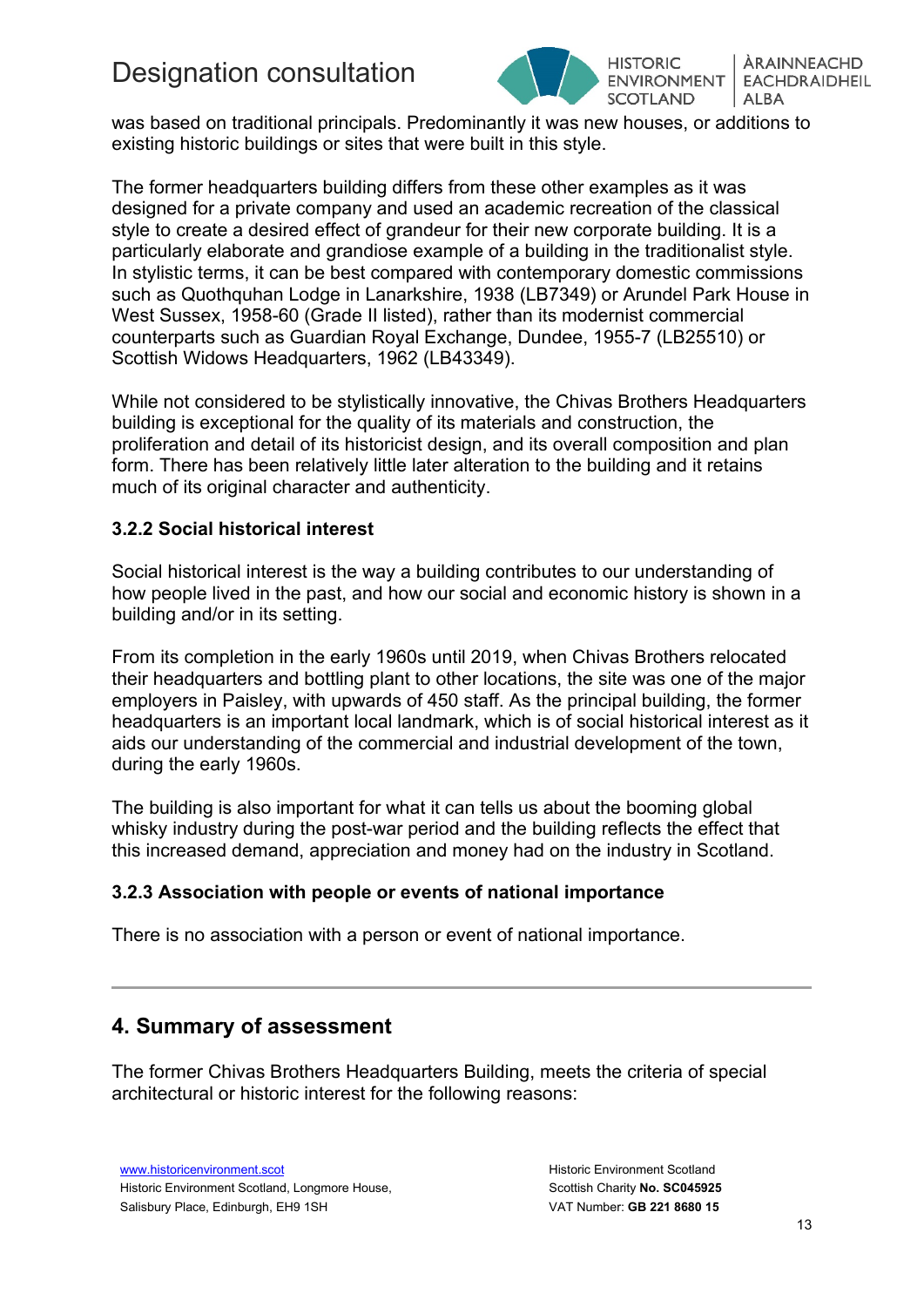was based on traditional principals. Predominantly it was new houses, or additions to existing historic buildings or sites that were built in this style.

The former headquarters building differs from these other examples as it was designed for a private company and used an academic recreation of the classical style to create a desired effect of grandeur for their new corporate building. It is a particularly elaborate and grandiose example of a building in the traditionalist style. In stylistic terms, it can be best compared with contemporary domestic commissions such as Quothquhan Lodge in Lanarkshire, 1938 (LB7349) or Arundel Park House in West Sussex, 1958-60 (Grade II listed), rather than its modernist commercial counterparts such as Guardian Royal Exchange, Dundee, 1955-7 (LB25510) or Scottish Widows Headquarters, 1962 (LB43349).

While not considered to be stylistically innovative, the Chivas Brothers Headquarters building is exceptional for the quality of its materials and construction, the proliferation and detail of its historicist design, and its overall composition and plan form. There has been relatively little later alteration to the building and it retains much of its original character and authenticity.

### 3.2.2 Social historical interest

Social historical interest is the way a building contributes to our understanding of how people lived in the past, and how our social and economic history is shown in a building and/or in its setting.

From its completion in the early 1960s until 2019, when Chivas Brothers relocated their headquarters and bottling plant to other locations, the site was one of the major employers in Paisley, with upwards of 450 staff. As the principal building, the former headquarters is an important local landmark, which is of social historical interest as it aids our understanding of the commercial and industrial development of the town, during the early 1960s.

The building is also important for what it can tells us about the booming global whisky industry during the post-war period and the building reflects the effect that this increased demand, appreciation and money had on the industry in Scotland.

### 3.2.3 Association with people or events of national importance

There is no association with a person or event of national importance.

---

## 4. Summary of assessment

The former Chivas Brothers Headquarters Building, meets the criteria of special architectural or historic interest for the following reasons: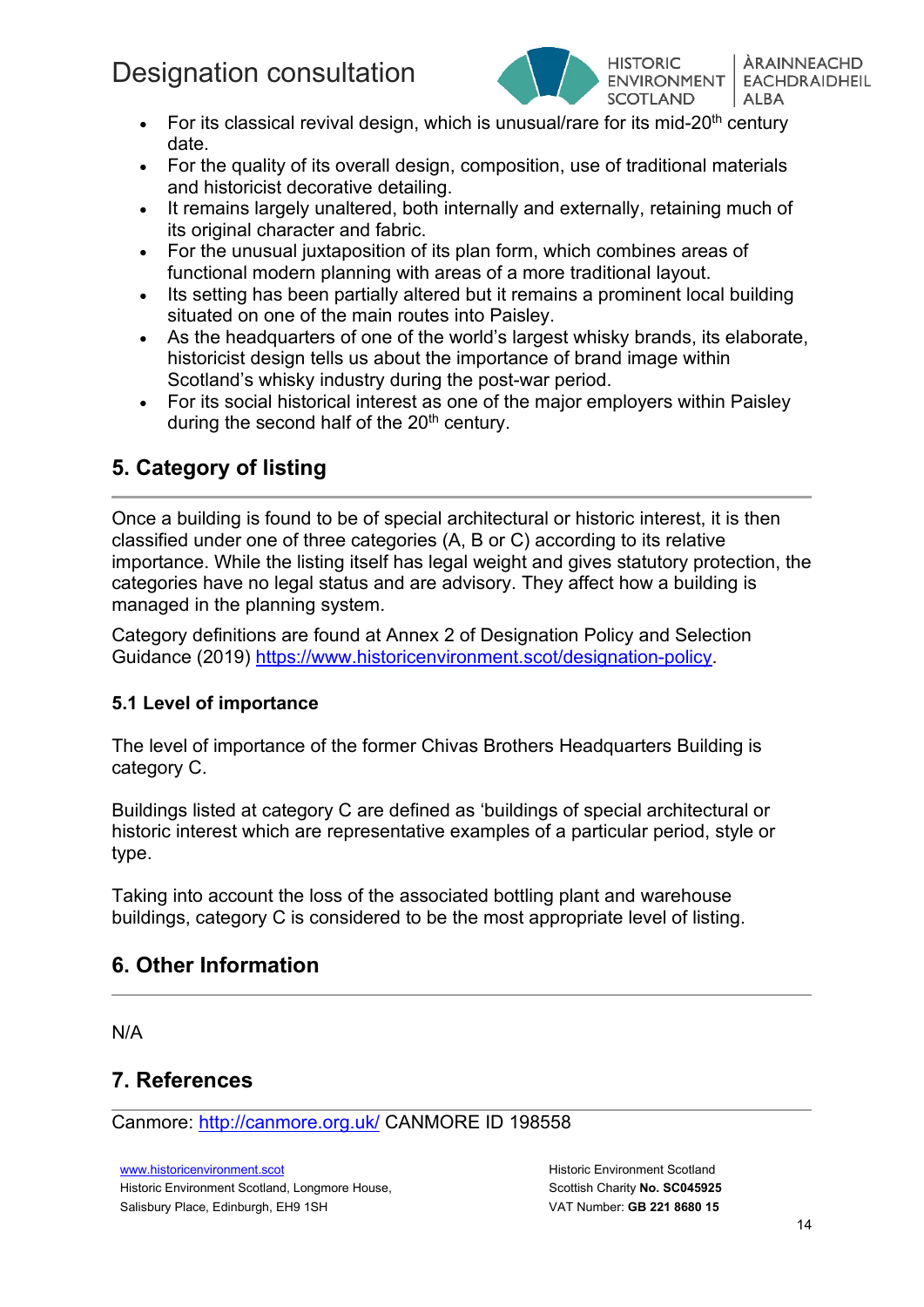- For its classical revival design, which is unusual/rare for its mid-20th century date.
- For the quality of its overall design, composition, use of traditional materials and historicist decorative detailing.
- It remains largely unaltered, both internally and externally, retaining much of its original character and fabric.
- For the unusual juxtaposition of its plan form, which combines areas of functional modern planning with areas of a more traditional layout.
- Its setting has been partially altered but it remains a prominent local building situated on one of the main routes into Paisley.
- As the headquarters of one of the world's largest whisky brands, its elaborate, historicist design tells us about the importance of brand image within Scotland's whisky industry during the post-war period.
- For its social historical interest as one of the major employers within Paisley during the second half of the 20th century.

## 5. Category of listing

Once a building is found to be of special architectural or historic interest, it is then classified under one of three categories (A, B or C) according to its relative importance. While the listing itself has legal weight and gives statutory protection, the categories have no legal status and are advisory. They affect how a building is managed in the planning system.

Category definitions are found at Annex 2 of Designation Policy and Selection Guidance (2019) https://www.historicenvironment.scot/designation-policy.

### 5.1 Level of importance

The level of importance of the former Chivas Brothers Headquarters Building is category C.

Buildings listed at category C are defined as 'buildings of special architectural or historic interest which are representative examples of a particular period, style or type.

Taking into account the loss of the associated bottling plant and warehouse buildings, category C is considered to be the most appropriate level of listing.

## 6. Other Information

N/A

## 7. References

Canmore: http://canmore.org.uk/ CANMORE ID 198558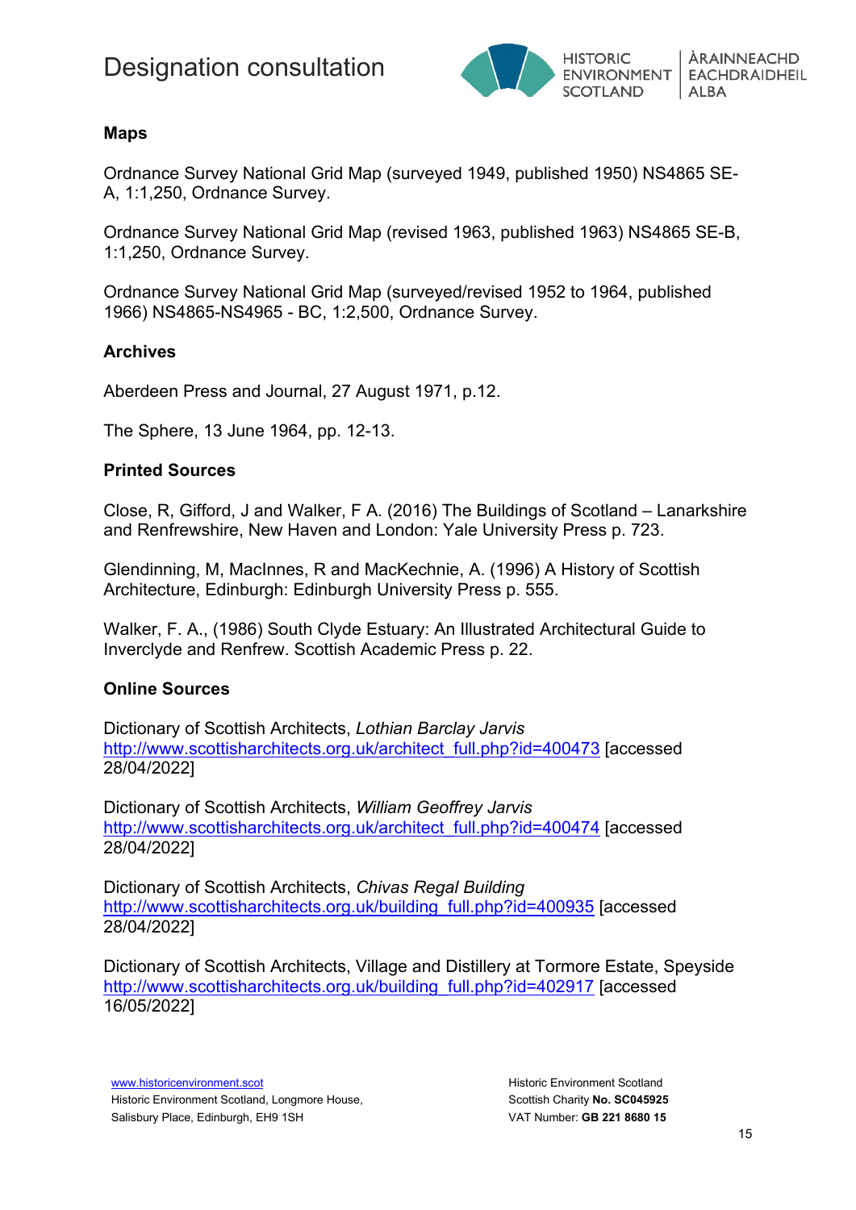### Maps

Ordnance Survey National Grid Map (surveyed 1949, published 1950) NS4865 SE-A, 1:1,250, Ordnance Survey.

Ordnance Survey National Grid Map (revised 1963, published 1963) NS4865 SE-B, 1:1,250, Ordnance Survey.

Ordnance Survey National Grid Map (surveyed/revised 1952 to 1964, published 1966) NS4865-NS4965 - BC, 1:2,500, Ordnance Survey.

### Archives

Aberdeen Press and Journal, 27 August 1971, p.12.

The Sphere, 13 June 1964, pp. 12-13.

### Printed Sources

Close, R, Gifford, J and Walker, F A. (2016) The Buildings of Scotland – Lanarkshire and Renfrewshire, New Haven and London: Yale University Press p. 723.

Glendinning, M, MacInnes, R and MacKechnie, A. (1996) A History of Scottish Architecture, Edinburgh: Edinburgh University Press p. 555.

Walker, F. A., (1986) South Clyde Estuary: An Illustrated Architectural Guide to Inverclyde and Renfrew. Scottish Academic Press p. 22.

### Online Sources

Dictionary of Scottish Architects, *Lothian Barclay Jarvis* http://www.scottisharchitects.org.uk/architect_full.php?id=400473 [accessed 28/04/2022]

Dictionary of Scottish Architects, *William Geoffrey Jarvis* http://www.scottisharchitects.org.uk/architect_full.php?id=400474 [accessed 28/04/2022]

Dictionary of Scottish Architects, *Chivas Regal Building* http://www.scottisharchitects.org.uk/building_full.php?id=400935 [accessed 28/04/2022]

Dictionary of Scottish Architects, Village and Distillery at Tormore Estate, Speyside http://www.scottisharchitects.org.uk/building_full.php?id=402917 [accessed 16/05/2022]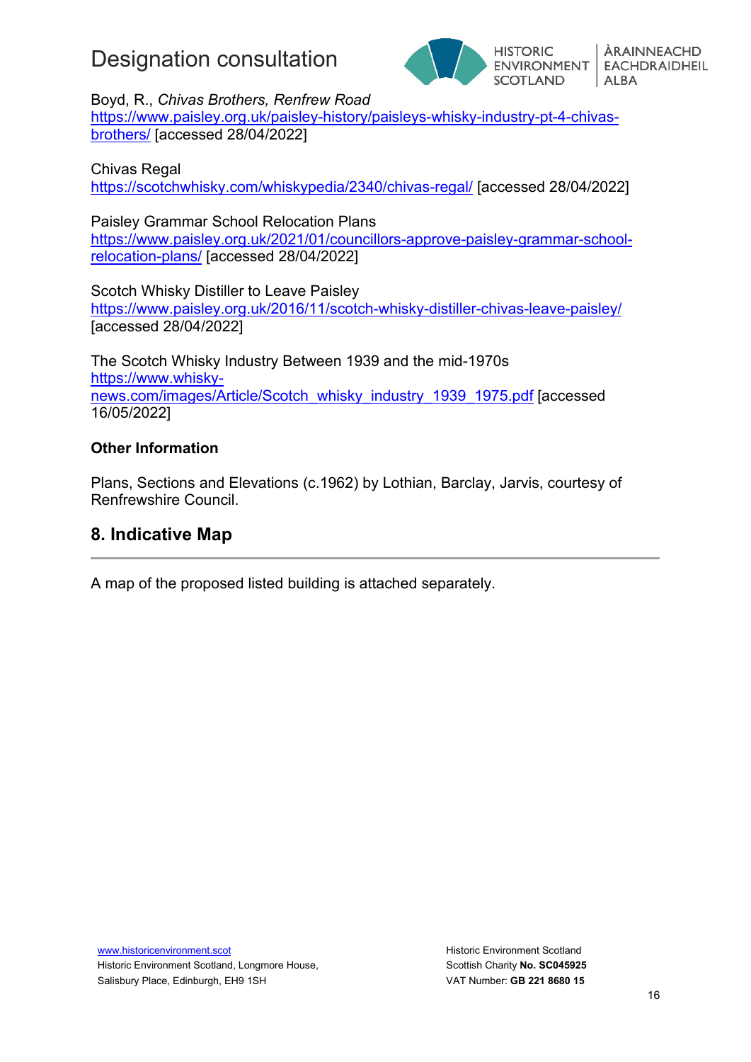Boyd, R., *Chivas Brothers, Renfrew Road*
https://www.paisley.org.uk/paisley-history/paisleys-whisky-industry-pt-4-chivas-brothers/ [accessed 28/04/2022]

Chivas Regal
https://scotchwhisky.com/whiskypedia/2340/chivas-regal/ [accessed 28/04/2022]

Paisley Grammar School Relocation Plans
https://www.paisley.org.uk/2021/01/councillors-approve-paisley-grammar-school-relocation-plans/ [accessed 28/04/2022]

Scotch Whisky Distiller to Leave Paisley
https://www.paisley.org.uk/2016/11/scotch-whisky-distiller-chivas-leave-paisley/ [accessed 28/04/2022]

The Scotch Whisky Industry Between 1939 and the mid-1970s
https://www.whisky-news.com/images/Article/Scotch_whisky_industry_1939_1975.pdf [accessed 16/05/2022]

**Other Information**

Plans, Sections and Elevations (c.1962) by Lothian, Barclay, Jarvis, courtesy of Renfrewshire Council.

## 8. Indicative Map

A map of the proposed listed building is attached separately.